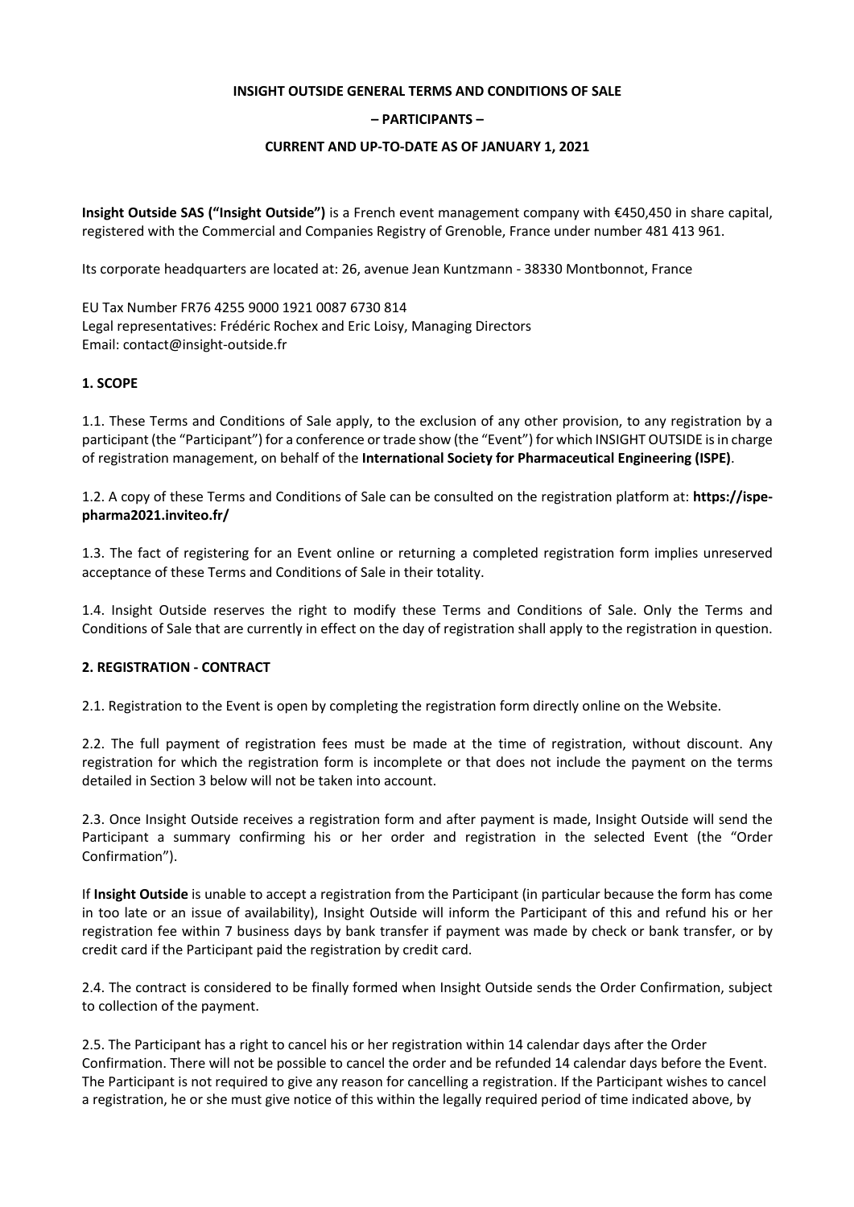**INSIGHT OUTSIDE GENERAL TERMS AND CONDITIONS OF SALE**

**– PARTICIPANTS –**

**CURRENT AND UP-TO-DATE AS OF JANUARY 1, 2021**

**Insight Outside SAS ("Insight Outside")** is a French event management company with €450,450 in share capital, registered with the Commercial and Companies Registry of Grenoble, France under number 481 413 961.

Its corporate headquarters are located at: 26, avenue Jean Kuntzmann - 38330 Montbonnot, France

EU Tax Number FR76 4255 9000 1921 0087 6730 814
Legal representatives: Frédéric Rochex and Eric Loisy, Managing Directors
Email: contact@insight-outside.fr

## 1. SCOPE

1.1. These Terms and Conditions of Sale apply, to the exclusion of any other provision, to any registration by a participant (the "Participant") for a conference or trade show (the "Event") for which INSIGHT OUTSIDE is in charge of registration management, on behalf of the **International Society for Pharmaceutical Engineering (ISPE)**.

1.2. A copy of these Terms and Conditions of Sale can be consulted on the registration platform at: **https://ispe-pharma2021.inviteo.fr/**

1.3. The fact of registering for an Event online or returning a completed registration form implies unreserved acceptance of these Terms and Conditions of Sale in their totality.

1.4. Insight Outside reserves the right to modify these Terms and Conditions of Sale. Only the Terms and Conditions of Sale that are currently in effect on the day of registration shall apply to the registration in question.

## 2. REGISTRATION - CONTRACT

2.1. Registration to the Event is open by completing the registration form directly online on the Website.

2.2. The full payment of registration fees must be made at the time of registration, without discount. Any registration for which the registration form is incomplete or that does not include the payment on the terms detailed in Section 3 below will not be taken into account.

2.3. Once Insight Outside receives a registration form and after payment is made, Insight Outside will send the Participant a summary confirming his or her order and registration in the selected Event (the "Order Confirmation").

If **Insight Outside** is unable to accept a registration from the Participant (in particular because the form has come in too late or an issue of availability), Insight Outside will inform the Participant of this and refund his or her registration fee within 7 business days by bank transfer if payment was made by check or bank transfer, or by credit card if the Participant paid the registration by credit card.

2.4. The contract is considered to be finally formed when Insight Outside sends the Order Confirmation, subject to collection of the payment.

2.5. The Participant has a right to cancel his or her registration within 14 calendar days after the Order Confirmation. There will not be possible to cancel the order and be refunded 14 calendar days before the Event. The Participant is not required to give any reason for cancelling a registration. If the Participant wishes to cancel a registration, he or she must give notice of this within the legally required period of time indicated above, by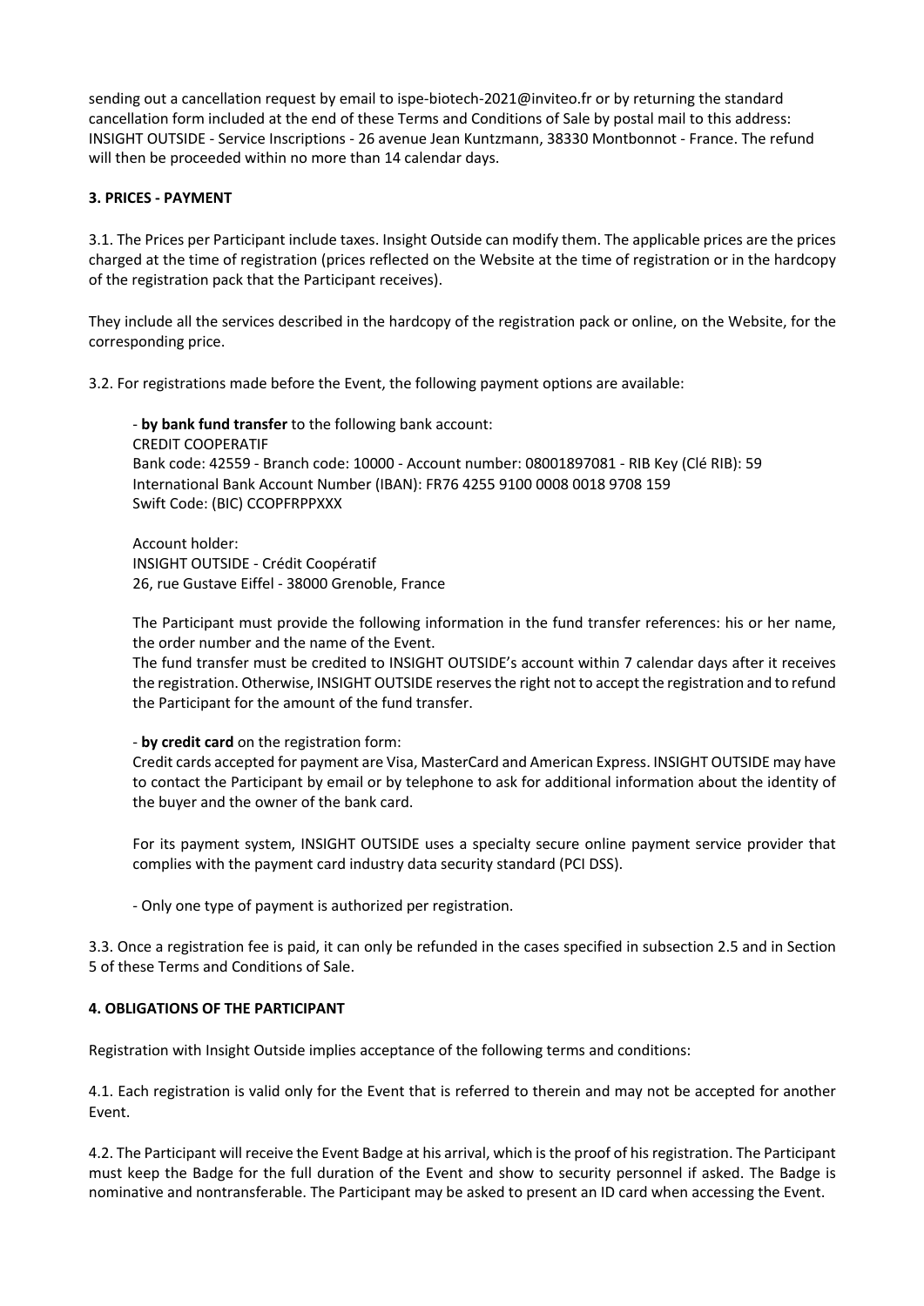sending out a cancellation request by email to ispe-biotech-2021@inviteo.fr or by returning the standard cancellation form included at the end of these Terms and Conditions of Sale by postal mail to this address: INSIGHT OUTSIDE - Service Inscriptions - 26 avenue Jean Kuntzmann, 38330 Montbonnot - France. The refund will then be proceeded within no more than 14 calendar days.

### 3. PRICES - PAYMENT

3.1. The Prices per Participant include taxes. Insight Outside can modify them. The applicable prices are the prices charged at the time of registration (prices reflected on the Website at the time of registration or in the hardcopy of the registration pack that the Participant receives).

They include all the services described in the hardcopy of the registration pack or online, on the Website, for the corresponding price.

3.2. For registrations made before the Event, the following payment options are available:

- **by bank fund transfer** to the following bank account:
  CREDIT COOPERATIF
  Bank code: 42559 - Branch code: 10000 - Account number: 08001897081 - RIB Key (Clé RIB): 59
  International Bank Account Number (IBAN): FR76 4255 9100 0008 0018 9708 159
  Swift Code: (BIC) CCOPFRPPXXX

  Account holder:
  INSIGHT OUTSIDE - Crédit Coopératif
  26, rue Gustave Eiffel - 38000 Grenoble, France

  The Participant must provide the following information in the fund transfer references: his or her name, the order number and the name of the Event.
  The fund transfer must be credited to INSIGHT OUTSIDE's account within 7 calendar days after it receives the registration. Otherwise, INSIGHT OUTSIDE reserves the right not to accept the registration and to refund the Participant for the amount of the fund transfer.

- **by credit card** on the registration form:
  Credit cards accepted for payment are Visa, MasterCard and American Express. INSIGHT OUTSIDE may have to contact the Participant by email or by telephone to ask for additional information about the identity of the buyer and the owner of the bank card.

  For its payment system, INSIGHT OUTSIDE uses a specialty secure online payment service provider that complies with the payment card industry data security standard (PCI DSS).

- Only one type of payment is authorized per registration.

3.3. Once a registration fee is paid, it can only be refunded in the cases specified in subsection 2.5 and in Section 5 of these Terms and Conditions of Sale.

### 4. OBLIGATIONS OF THE PARTICIPANT

Registration with Insight Outside implies acceptance of the following terms and conditions:

4.1. Each registration is valid only for the Event that is referred to therein and may not be accepted for another Event.

4.2. The Participant will receive the Event Badge at his arrival, which is the proof of his registration. The Participant must keep the Badge for the full duration of the Event and show to security personnel if asked. The Badge is nominative and nontransferable. The Participant may be asked to present an ID card when accessing the Event.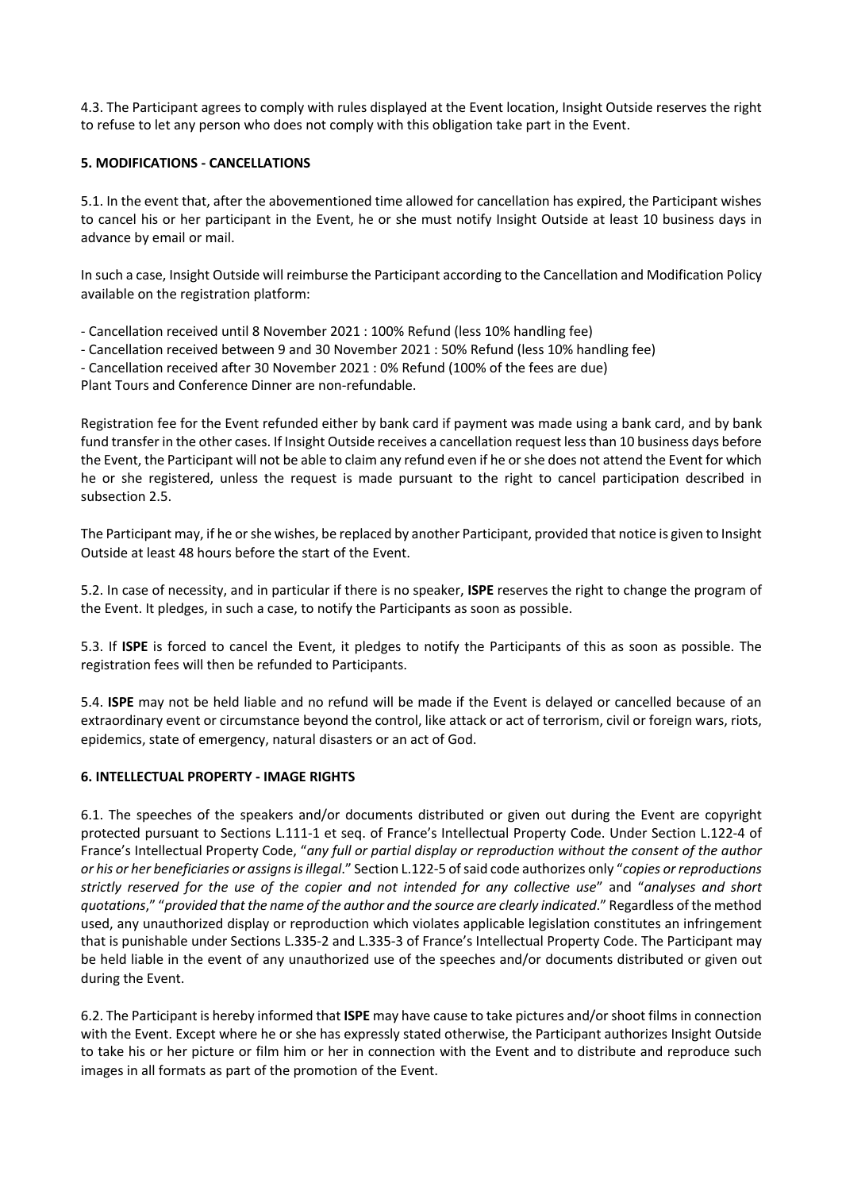4.3. The Participant agrees to comply with rules displayed at the Event location, Insight Outside reserves the right to refuse to let any person who does not comply with this obligation take part in the Event.

## 5. MODIFICATIONS - CANCELLATIONS

5.1. In the event that, after the abovementioned time allowed for cancellation has expired, the Participant wishes to cancel his or her participant in the Event, he or she must notify Insight Outside at least 10 business days in advance by email or mail.

In such a case, Insight Outside will reimburse the Participant according to the Cancellation and Modification Policy available on the registration platform:

- Cancellation received until 8 November 2021 : 100% Refund (less 10% handling fee)
- Cancellation received between 9 and 30 November 2021 : 50% Refund (less 10% handling fee)
- Cancellation received after 30 November 2021 : 0% Refund (100% of the fees are due)

Plant Tours and Conference Dinner are non-refundable.

Registration fee for the Event refunded either by bank card if payment was made using a bank card, and by bank fund transfer in the other cases. If Insight Outside receives a cancellation request less than 10 business days before the Event, the Participant will not be able to claim any refund even if he or she does not attend the Event for which he or she registered, unless the request is made pursuant to the right to cancel participation described in subsection 2.5.

The Participant may, if he or she wishes, be replaced by another Participant, provided that notice is given to Insight Outside at least 48 hours before the start of the Event.

5.2. In case of necessity, and in particular if there is no speaker, **ISPE** reserves the right to change the program of the Event. It pledges, in such a case, to notify the Participants as soon as possible.

5.3. If **ISPE** is forced to cancel the Event, it pledges to notify the Participants of this as soon as possible. The registration fees will then be refunded to Participants.

5.4. **ISPE** may not be held liable and no refund will be made if the Event is delayed or cancelled because of an extraordinary event or circumstance beyond the control, like attack or act of terrorism, civil or foreign wars, riots, epidemics, state of emergency, natural disasters or an act of God.

## 6. INTELLECTUAL PROPERTY - IMAGE RIGHTS

6.1. The speeches of the speakers and/or documents distributed or given out during the Event are copyright protected pursuant to Sections L.111-1 et seq. of France's Intellectual Property Code. Under Section L.122-4 of France's Intellectual Property Code, "*any full or partial display or reproduction without the consent of the author or his or her beneficiaries or assigns is illegal*." Section L.122-5 of said code authorizes only "*copies or reproductions strictly reserved for the use of the copier and not intended for any collective use*" and "*analyses and short quotations*," "*provided that the name of the author and the source are clearly indicated*." Regardless of the method used, any unauthorized display or reproduction which violates applicable legislation constitutes an infringement that is punishable under Sections L.335-2 and L.335-3 of France's Intellectual Property Code. The Participant may be held liable in the event of any unauthorized use of the speeches and/or documents distributed or given out during the Event.

6.2. The Participant is hereby informed that **ISPE** may have cause to take pictures and/or shoot films in connection with the Event. Except where he or she has expressly stated otherwise, the Participant authorizes Insight Outside to take his or her picture or film him or her in connection with the Event and to distribute and reproduce such images in all formats as part of the promotion of the Event.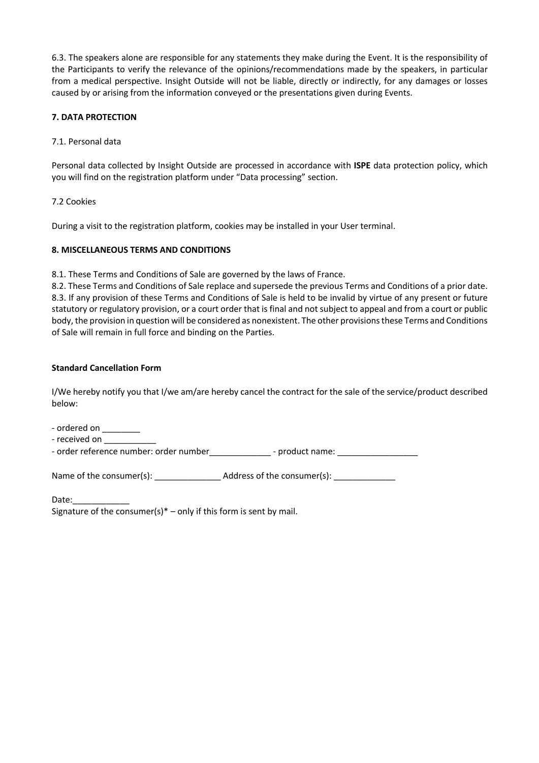6.3. The speakers alone are responsible for any statements they make during the Event. It is the responsibility of the Participants to verify the relevance of the opinions/recommendations made by the speakers, in particular from a medical perspective. Insight Outside will not be liable, directly or indirectly, for any damages or losses caused by or arising from the information conveyed or the presentations given during Events.

**7. DATA PROTECTION**

7.1. Personal data

Personal data collected by Insight Outside are processed in accordance with **ISPE** data protection policy, which you will find on the registration platform under "Data processing" section.

7.2 Cookies

During a visit to the registration platform, cookies may be installed in your User terminal.

**8. MISCELLANEOUS TERMS AND CONDITIONS**

8.1. These Terms and Conditions of Sale are governed by the laws of France.
8.2. These Terms and Conditions of Sale replace and supersede the previous Terms and Conditions of a prior date.
8.3. If any provision of these Terms and Conditions of Sale is held to be invalid by virtue of any present or future statutory or regulatory provision, or a court order that is final and not subject to appeal and from a court or public body, the provision in question will be considered as nonexistent. The other provisions these Terms and Conditions of Sale will remain in full force and binding on the Parties.

**Standard Cancellation Form**

I/We hereby notify you that I/we am/are hereby cancel the contract for the sale of the service/product described below:

- ordered on ________
- received on ___________
- order reference number: order number_____________ - product name: _________________

Name of the consumer(s): ______________ Address of the consumer(s): _____________

Date:____________
Signature of the consumer(s)* – only if this form is sent by mail.